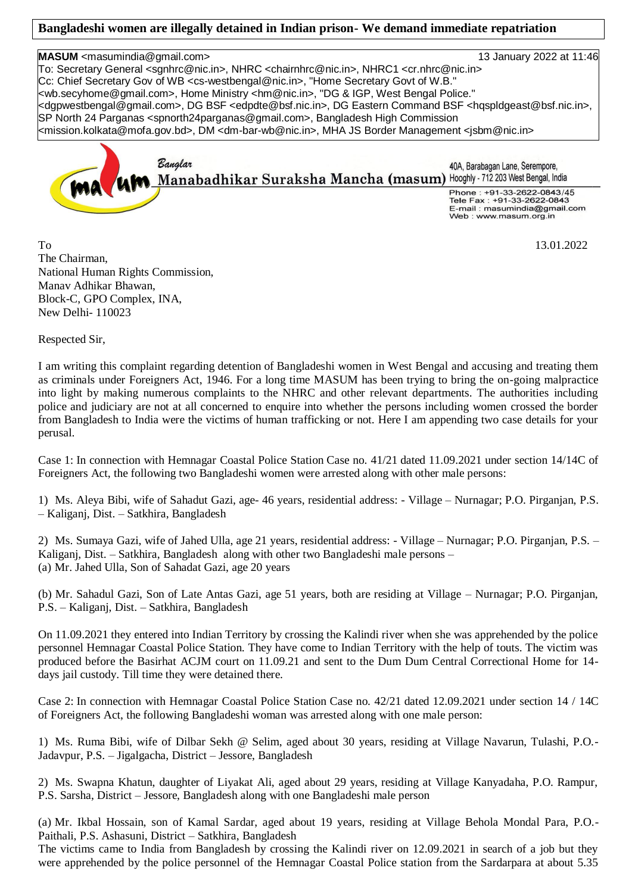**Bangladeshi women are illegally detained in Indian prison- We demand immediate repatriation**

**MASUM** <masumindia@gmail.com> 13 January 2022 at 11:46

To: Secretary General <sgnhrc@nic.in>, NHRC <chairnhrc@nic.in>, NHRC1 <cr.nhrc@nic.in>
Cc: Chief Secretary Gov of WB <cs-westbengal@nic.in>, "Home Secretary Govt of W.B." <wb.secyhome@gmail.com>, Home Ministry <hm@nic.in>, "DG & IGP, West Bengal Police." <dgpwestbengal@gmail.com>, DG BSF <edpdte@bsf.nic.in>, DG Eastern Command BSF <hqspldgeast@bsf.nic.in>, SP North 24 Parganas <spnorth24parganas@gmail.com>, Bangladesh High Commission <mission.kolkata@mofa.gov.bd>, DM <dm-bar-wb@nic.in>, MHA JS Border Management <jsbm@nic.in>

Banglar
Manabadhikar Suraksha Mancha (masum)

40A, Barabagan Lane, Serempore,
Hooghly - 712 203 West Bengal, India
Phone : +91-33-2622-0843/45
Tele Fax : +91-33-2622-0843
E-mail : masumindia@gmail.com
Web : www.masum.org.in

To 13.01.2022

The Chairman,
National Human Rights Commission,
Manav Adhikar Bhawan,
Block-C, GPO Complex, INA,
New Delhi- 110023

Respected Sir,

I am writing this complaint regarding detention of Bangladeshi women in West Bengal and accusing and treating them as criminals under Foreigners Act, 1946. For a long time MASUM has been trying to bring the on-going malpractice into light by making numerous complaints to the NHRC and other relevant departments. The authorities including police and judiciary are not at all concerned to enquire into whether the persons including women crossed the border from Bangladesh to India were the victims of human trafficking or not. Here I am appending two case details for your perusal.

Case 1: In connection with Hemnagar Coastal Police Station Case no. 41/21 dated 11.09.2021 under section 14/14C of Foreigners Act, the following two Bangladeshi women were arrested along with other male persons:

1) Ms. Aleya Bibi, wife of Sahadut Gazi, age- 46 years, residential address: - Village – Nurnagar; P.O. Pirganjan, P.S. – Kaliganj, Dist. – Satkhira, Bangladesh

2) Ms. Sumaya Gazi, wife of Jahed Ulla, age 21 years, residential address: - Village – Nurnagar; P.O. Pirganjan, P.S. – Kaliganj, Dist. – Satkhira, Bangladesh along with other two Bangladeshi male persons –

(a) Mr. Jahed Ulla, Son of Sahadat Gazi, age 20 years

(b) Mr. Sahadul Gazi, Son of Late Antas Gazi, age 51 years, both are residing at Village – Nurnagar; P.O. Pirganjan, P.S. – Kaliganj, Dist. – Satkhira, Bangladesh

On 11.09.2021 they entered into Indian Territory by crossing the Kalindi river when she was apprehended by the police personnel Hemnagar Coastal Police Station. They have come to Indian Territory with the help of touts. The victim was produced before the Basirhat ACJM court on 11.09.21 and sent to the Dum Dum Central Correctional Home for 14-days jail custody. Till time they were detained there.

Case 2: In connection with Hemnagar Coastal Police Station Case no. 42/21 dated 12.09.2021 under section 14 / 14C of Foreigners Act, the following Bangladeshi woman was arrested along with one male person:

1) Ms. Ruma Bibi, wife of Dilbar Sekh @ Selim, aged about 30 years, residing at Village Navarun, Tulashi, P.O.- Jadavpur, P.S. – Jigalgacha, District – Jessore, Bangladesh

2) Ms. Swapna Khatun, daughter of Liyakat Ali, aged about 29 years, residing at Village Kanyadaha, P.O. Rampur, P.S. Sarsha, District – Jessore, Bangladesh along with one Bangladeshi male person

(a) Mr. Ikbal Hossain, son of Kamal Sardar, aged about 19 years, residing at Village Behola Mondal Para, P.O.- Paithali, P.S. Ashasuni, District – Satkhira, Bangladesh

The victims came to India from Bangladesh by crossing the Kalindi river on 12.09.2021 in search of a job but they were apprehended by the police personnel of the Hemnagar Coastal Police station from the Sardarpara at about 5.35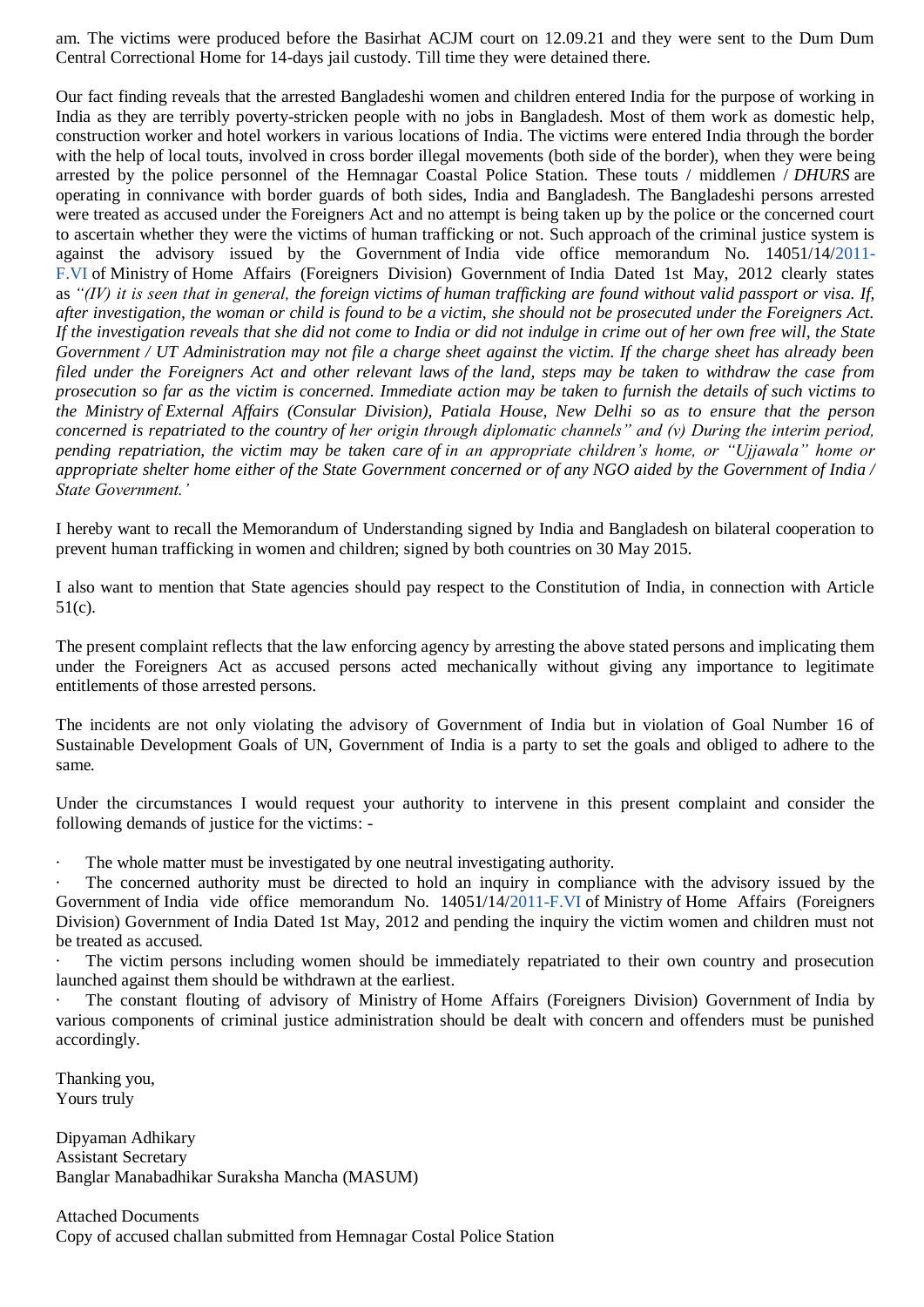am. The victims were produced before the Basirhat ACJM court on 12.09.21 and they were sent to the Dum Dum Central Correctional Home for 14-days jail custody. Till time they were detained there.

Our fact finding reveals that the arrested Bangladeshi women and children entered India for the purpose of working in India as they are terribly poverty-stricken people with no jobs in Bangladesh. Most of them work as domestic help, construction worker and hotel workers in various locations of India. The victims were entered India through the border with the help of local touts, involved in cross border illegal movements (both side of the border), when they were being arrested by the police personnel of the Hemnagar Coastal Police Station. These touts / middlemen / *DHURS* are operating in connivance with border guards of both sides, India and Bangladesh. The Bangladeshi persons arrested were treated as accused under the Foreigners Act and no attempt is being taken up by the police or the concerned court to ascertain whether they were the victims of human trafficking or not. Such approach of the criminal justice system is against the advisory issued by the Government of India vide office memorandum No. 14051/14/2011-F.VI of Ministry of Home Affairs (Foreigners Division) Government of India Dated 1st May, 2012 clearly states as *"(IV) it is seen that in general, the foreign victims of human trafficking are found without valid passport or visa. If, after investigation, the woman or child is found to be a victim, she should not be prosecuted under the Foreigners Act. If the investigation reveals that she did not come to India or did not indulge in crime out of her own free will, the State Government / UT Administration may not file a charge sheet against the victim. If the charge sheet has already been filed under the Foreigners Act and other relevant laws of the land, steps may be taken to withdraw the case from prosecution so far as the victim is concerned. Immediate action may be taken to furnish the details of such victims to the Ministry of External Affairs (Consular Division), Patiala House, New Delhi so as to ensure that the person concerned is repatriated to the country of her origin through diplomatic channels" and (v) During the interim period, pending repatriation, the victim may be taken care of in an appropriate children's home, or "Ujjawala" home or appropriate shelter home either of the State Government concerned or of any NGO aided by the Government of India / State Government.'*

I hereby want to recall the Memorandum of Understanding signed by India and Bangladesh on bilateral cooperation to prevent human trafficking in women and children; signed by both countries on 30 May 2015.

I also want to mention that State agencies should pay respect to the Constitution of India, in connection with Article 51(c).

The present complaint reflects that the law enforcing agency by arresting the above stated persons and implicating them under the Foreigners Act as accused persons acted mechanically without giving any importance to legitimate entitlements of those arrested persons.

The incidents are not only violating the advisory of Government of India but in violation of Goal Number 16 of Sustainable Development Goals of UN, Government of India is a party to set the goals and obliged to adhere to the same.

Under the circumstances I would request your authority to intervene in this present complaint and consider the following demands of justice for the victims: -

- The whole matter must be investigated by one neutral investigating authority.
- The concerned authority must be directed to hold an inquiry in compliance with the advisory issued by the Government of India vide office memorandum No. 14051/14/2011-F.VI of Ministry of Home Affairs (Foreigners Division) Government of India Dated 1st May, 2012 and pending the inquiry the victim women and children must not be treated as accused.
- The victim persons including women should be immediately repatriated to their own country and prosecution launched against them should be withdrawn at the earliest.
- The constant flouting of advisory of Ministry of Home Affairs (Foreigners Division) Government of India by various components of criminal justice administration should be dealt with concern and offenders must be punished accordingly.

Thanking you,
Yours truly

Dipyaman Adhikary
Assistant Secretary
Banglar Manabadhikar Suraksha Mancha (MASUM)

Attached Documents
Copy of accused challan submitted from Hemnagar Costal Police Station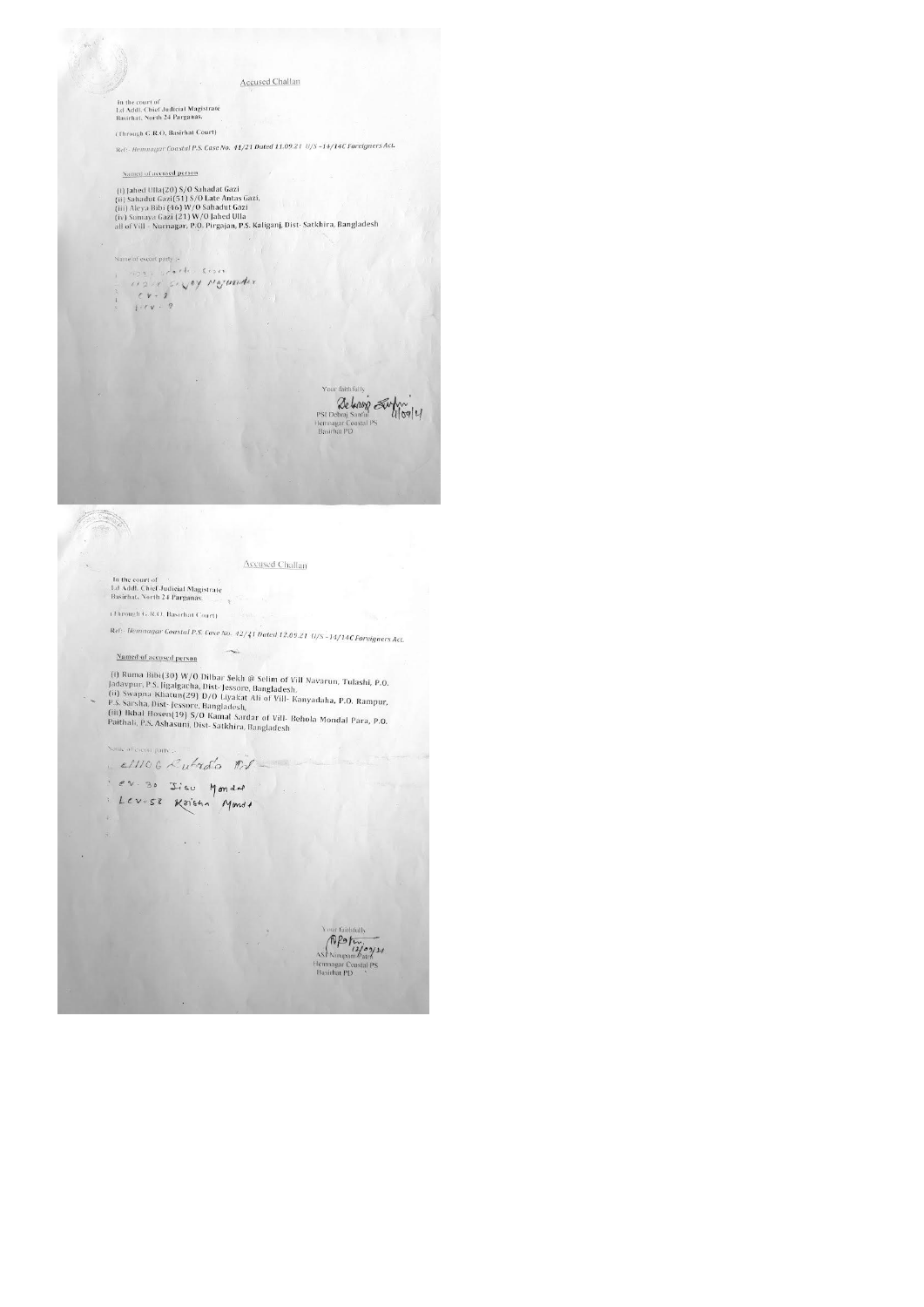Accused Challan

In the court of
Ld Addl. Chief Judicial Magistrate
Basirhat, North 24 Parganas.

(Through G.R.O. Basirhat Court)

Ref:- *Hemnagar Coastal P.S. Case No. 41/21 Dated 11.09.21 U/S -14/14C Foreigners Act.*

Named of accused person

(i) Jahed Ulla(20) S/O Sahadat Gazi
(ii) Sahadut Gazi(51) S/O Late Antas Gazi.
(iii) Aleya Bibi (46) W/O Sahadut Gazi
(iv) Sumaya Gazi (21) W/O Jahed Ulla
all of Vill - Nurnagar, P.O. Pirgajan, P.S. Kaliganj, Dist- Satkhira, Bangladesh

Name of escort party :-

1. ... Sarkar ...
2. ... Sanjoy Majumder
3. CV - 8
4. LCV - 9

Your faithfully

Debaraj Sanfui 11/09/21
PSI Debraj Sanfui
Hemnagar Coastal PS
Basirhat PD

---

Accused Challan

In the court of
Ld Addl. Chief Judicial Magistrate
Basirhat, North 24 Parganas.

(Through G.R.O. Basirhat Court)

Ref:- *Hemnagar Coastal P.S. Case No. 42/21 Dated 12.09.21 U/S -14/14C Foreigners Act.*

Named of accused person

(i) Ruma Bibi(30) W/O Dilbar Sekh @ Selim of Vill Navarun, Tulashi, P.O. Jadavpur, P.S. Jigalgacha, Dist- Jessore, Bangladesh.
(ii) Swapna Khatun(29) D/O Liyakat Ali of Vill- Kanyadaha, P.O. Rampur, P.S. Sarsha, Dist- Jessore, Bangladesh.
(iii) Ikbal Hosen(19) S/O Kamal Sardar of Vill- Behola Mondal Para, P.O. Paithali, P.S. Ashasuni, Dist- Satkhira, Bangladesh

Name of escort party :-

1. ... Subrata ...
2. CV-30 Jisu Mondal
3. LCV-52 Krishna Mondal

Your faithfully

12/09/21
ASI Nirupam Patra
Hemnagar Coastal PS
Basirhat PD